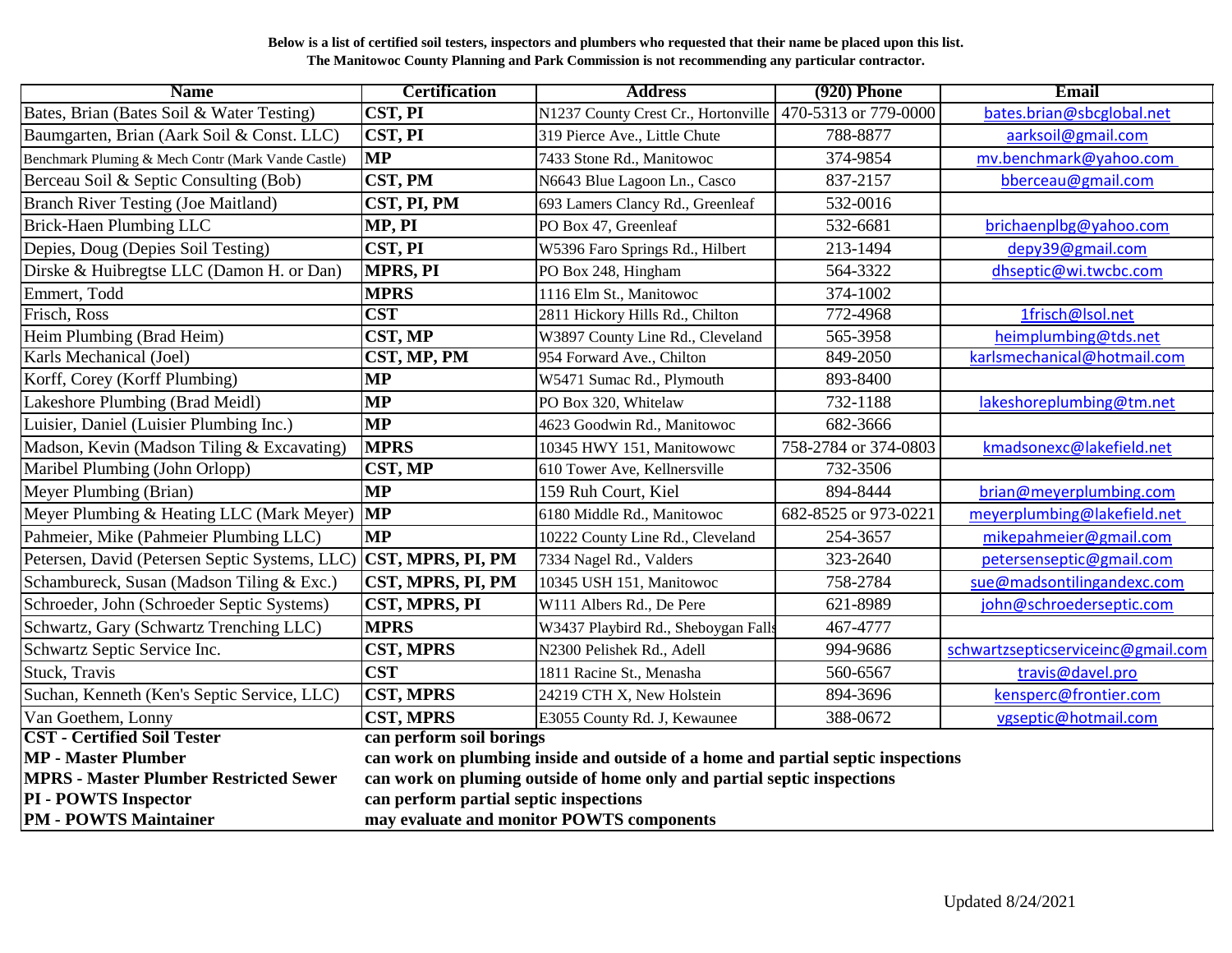**Below is a list of certified soil testers, inspectors and plumbers who requested that their name be placed upon this list.**
**The Manitowoc County Planning and Park Commission is not recommending any particular contractor.**

| Name | Certification | Address | (920) Phone | Email |
|---|---|---|---|---|
| Bates, Brian (Bates Soil & Water Testing) | CST, PI | N1237 County Crest Cr., Hortonville | 470-5313 or 779-0000 | bates.brian@sbcglobal.net |
| Baumgarten, Brian (Aark Soil & Const. LLC) | CST, PI | 319 Pierce Ave., Little Chute | 788-8877 | aarksoil@gmail.com |
| Benchmark Pluming & Mech Contr (Mark Vande Castle) | MP | 7433 Stone Rd., Manitowoc | 374-9854 | mv.benchmark@yahoo.com |
| Berceau Soil & Septic Consulting (Bob) | CST, PM | N6643 Blue Lagoon Ln., Casco | 837-2157 | bberceau@gmail.com |
| Branch River Testing (Joe Maitland) | CST, PI, PM | 693 Lamers Clancy Rd., Greenleaf | 532-0016 | |
| Brick-Haen Plumbing LLC | MP, PI | PO Box 47, Greenleaf | 532-6681 | brichaenplbg@yahoo.com |
| Depies, Doug (Depies Soil Testing) | CST, PI | W5396 Faro Springs Rd., Hilbert | 213-1494 | depy39@gmail.com |
| Dirske & Huibregtse LLC (Damon H. or Dan) | MPRS, PI | PO Box 248, Hingham | 564-3322 | dhseptic@wi.twcbc.com |
| Emmert, Todd | MPRS | 1116 Elm St., Manitowoc | 374-1002 | |
| Frisch, Ross | CST | 2811 Hickory Hills Rd., Chilton | 772-4968 | 1frisch@lsol.net |
| Heim Plumbing (Brad Heim) | CST, MP | W3897 County Line Rd., Cleveland | 565-3958 | heimplumbing@tds.net |
| Karls Mechanical (Joel) | CST, MP, PM | 954 Forward Ave., Chilton | 849-2050 | karlsmechanical@hotmail.com |
| Korff, Corey (Korff Plumbing) | MP | W5471 Sumac Rd., Plymouth | 893-8400 | |
| Lakeshore Plumbing (Brad Meidl) | MP | PO Box 320, Whitelaw | 732-1188 | lakeshoreplumbing@tm.net |
| Luisier, Daniel (Luisier Plumbing Inc.) | MP | 4623 Goodwin Rd., Manitowoc | 682-3666 | |
| Madson, Kevin (Madson Tiling & Excavating) | MPRS | 10345 HWY 151, Manitowowc | 758-2784 or 374-0803 | kmadsonexc@lakefield.net |
| Maribel Plumbing (John Orlopp) | CST, MP | 610 Tower Ave, Kellnersville | 732-3506 | |
| Meyer Plumbing (Brian) | MP | 159 Ruh Court, Kiel | 894-8444 | brian@meyerplumbing.com |
| Meyer Plumbing & Heating LLC (Mark Meyer) | MP | 6180 Middle Rd., Manitowoc | 682-8525 or 973-0221 | meyerplumbing@lakefield.net |
| Pahmeier, Mike (Pahmeier Plumbing LLC) | MP | 10222 County Line Rd., Cleveland | 254-3657 | mikepahmeier@gmail.com |
| Petersen, David (Petersen Septic Systems, LLC) | CST, MPRS, PI, PM | 7334 Nagel Rd., Valders | 323-2640 | petersenseptic@gmail.com |
| Schambureck, Susan (Madson Tiling & Exc.) | CST, MPRS, PI, PM | 10345 USH 151, Manitowoc | 758-2784 | sue@madsontilingandexc.com |
| Schroeder, John (Schroeder Septic Systems) | CST, MPRS, PI | W111 Albers Rd., De Pere | 621-8989 | john@schroederseptic.com |
| Schwartz, Gary (Schwartz Trenching LLC) | MPRS | W3437 Playbird Rd., Sheboygan Falls | 467-4777 | |
| Schwartz Septic Service Inc. | CST, MPRS | N2300 Pelishek Rd., Adell | 994-9686 | schwartzsepticserviceinc@gmail.com |
| Stuck, Travis | CST | 1811 Racine St., Menasha | 560-6567 | travis@davel.pro |
| Suchan, Kenneth (Ken's Septic Service, LLC) | CST, MPRS | 24219 CTH X, New Holstein | 894-3696 | kensperc@frontier.com |
| Van Goethem, Lonny | CST, MPRS | E3055 County Rd. J, Kewaunee | 388-0672 | vgseptic@hotmail.com |
| **CST - Certified Soil Tester** | **can perform soil borings** | | | |
| **MP - Master Plumber** | **can work on plumbing inside and outside of a home and partial septic inspections** | | | |
| **MPRS - Master Plumber Restricted Sewer** | **can work on pluming outside of home only and partial septic inspections** | | | |
| **PI - POWTS Inspector** | **can perform partial septic inspections** | | | |
| **PM - POWTS Maintainer** | **may evaluate and monitor POWTS components** | | | |

Updated 8/24/2021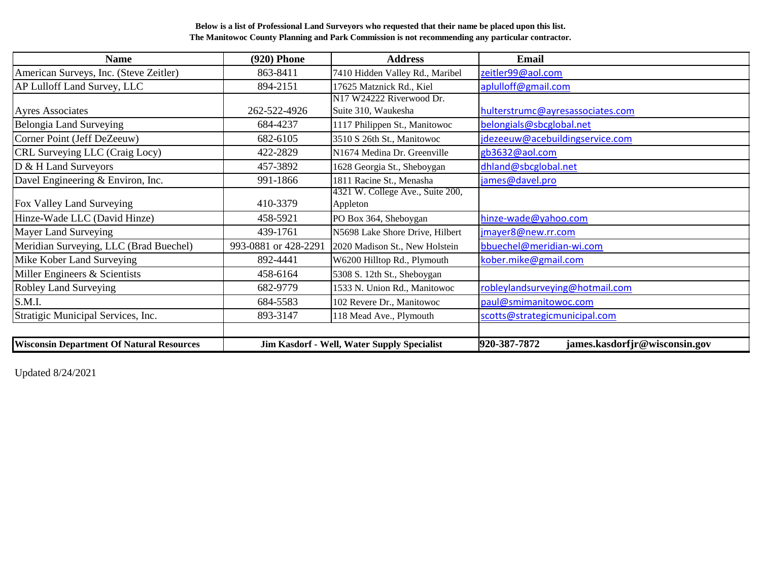**Below is a list of Professional Land Surveyors who requested that their name be placed upon this list.**
**The Manitowoc County Planning and Park Commission is not recommending any particular contractor.**

| Name | (920) Phone | Address | Email |
|---|---|---|---|
| American Surveys, Inc. (Steve Zeitler) | 863-8411 | 7410 Hidden Valley Rd., Maribel | zeitler99@aol.com |
| AP Lulloff Land Survey, LLC | 894-2151 | 17625 Matznick Rd., Kiel | aplulloff@gmail.com |
| Ayres Associates | 262-522-4926 | N17 W24222 Riverwood Dr. Suite 310, Waukesha | hulterstrumc@ayresassociates.com |
| Belongia Land Surveying | 684-4237 | 1117 Philippen St., Manitowoc | belongials@sbcglobal.net |
| Corner Point (Jeff DeZeeuw) | 682-6105 | 3510 S 26th St., Manitowoc | jdezeeuw@acebuildingservice.com |
| CRL Surveying LLC (Craig Locy) | 422-2829 | N1674 Medina Dr. Greenville | gb3632@aol.com |
| D & H Land Surveyors | 457-3892 | 1628 Georgia St., Sheboygan | dhland@sbcglobal.net |
| Davel Engineering & Environ, Inc. | 991-1866 | 1811 Racine St., Menasha | james@davel.pro |
| Fox Valley Land Surveying | 410-3379 | 4321 W. College Ave., Suite 200, Appleton | |
| Hinze-Wade LLC (David Hinze) | 458-5921 | PO Box 364, Sheboygan | hinze-wade@yahoo.com |
| Mayer Land Surveying | 439-1761 | N5698 Lake Shore Drive, Hilbert | jmayer8@new.rr.com |
| Meridian Surveying, LLC (Brad Buechel) | 993-0881 or 428-2291 | 2020 Madison St., New Holstein | bbuechel@meridian-wi.com |
| Mike Kober Land Surveying | 892-4441 | W6200 Hilltop Rd., Plymouth | kober.mike@gmail.com |
| Miller Engineers & Scientists | 458-6164 | 5308 S. 12th St., Sheboygan | |
| Robley Land Surveying | 682-9779 | 1533 N. Union Rd., Manitowoc | robleylandsurveying@hotmail.com |
| S.M.I. | 684-5583 | 102 Revere Dr., Manitowoc | paul@smimanitowoc.com |
| Stratigic Municipal Services, Inc. | 893-3147 | 118 Mead Ave., Plymouth | scotts@strategicmunicipal.com |
| | | | |
| **Wisconsin Department Of Natural Resources** | **Jim Kasdorf - Well, Water Supply Specialist** | | **920-387-7872 james.kasdorfjr@wisconsin.gov** |

Updated 8/24/2021